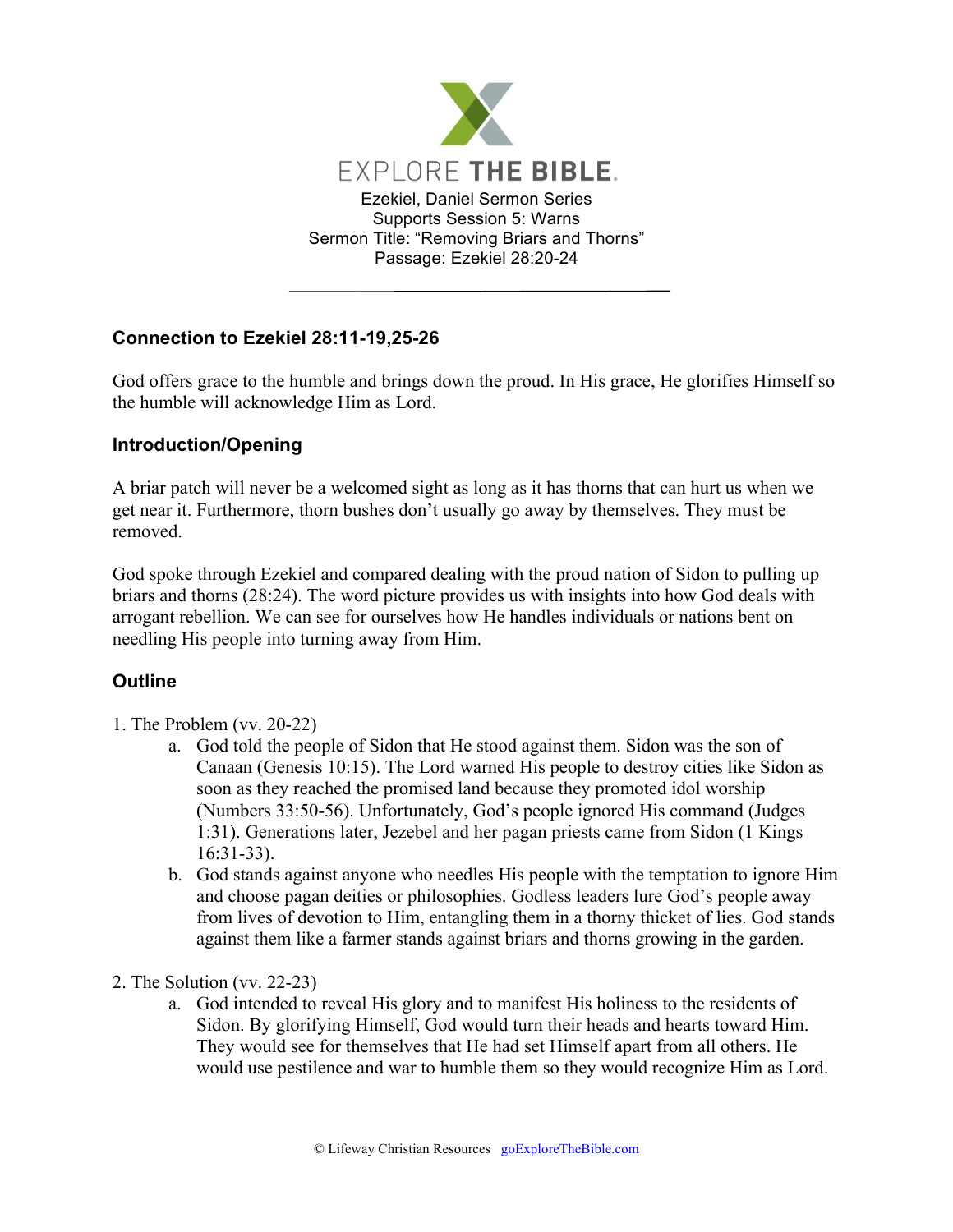EXPLORE THE BIBLE.

Ezekiel, Daniel Sermon Series
Supports Session 5: Warns
Sermon Title: "Removing Briars and Thorns"
Passage: Ezekiel 28:20-24

---

### Connection to Ezekiel 28:11-19,25-26

God offers grace to the humble and brings down the proud. In His grace, He glorifies Himself so the humble will acknowledge Him as Lord.

### Introduction/Opening

A briar patch will never be a welcomed sight as long as it has thorns that can hurt us when we get near it. Furthermore, thorn bushes don't usually go away by themselves. They must be removed.

God spoke through Ezekiel and compared dealing with the proud nation of Sidon to pulling up briars and thorns (28:24). The word picture provides us with insights into how God deals with arrogant rebellion. We can see for ourselves how He handles individuals or nations bent on needling His people into turning away from Him.

### Outline

1. The Problem (vv. 20-22)
   a. God told the people of Sidon that He stood against them. Sidon was the son of Canaan (Genesis 10:15). The Lord warned His people to destroy cities like Sidon as soon as they reached the promised land because they promoted idol worship (Numbers 33:50-56). Unfortunately, God's people ignored His command (Judges 1:31). Generations later, Jezebel and her pagan priests came from Sidon (1 Kings 16:31-33).
   b. God stands against anyone who needles His people with the temptation to ignore Him and choose pagan deities or philosophies. Godless leaders lure God's people away from lives of devotion to Him, entangling them in a thorny thicket of lies. God stands against them like a farmer stands against briars and thorns growing in the garden.

2. The Solution (vv. 22-23)
   a. God intended to reveal His glory and to manifest His holiness to the residents of Sidon. By glorifying Himself, God would turn their heads and hearts toward Him. They would see for themselves that He had set Himself apart from all others. He would use pestilence and war to humble them so they would recognize Him as Lord.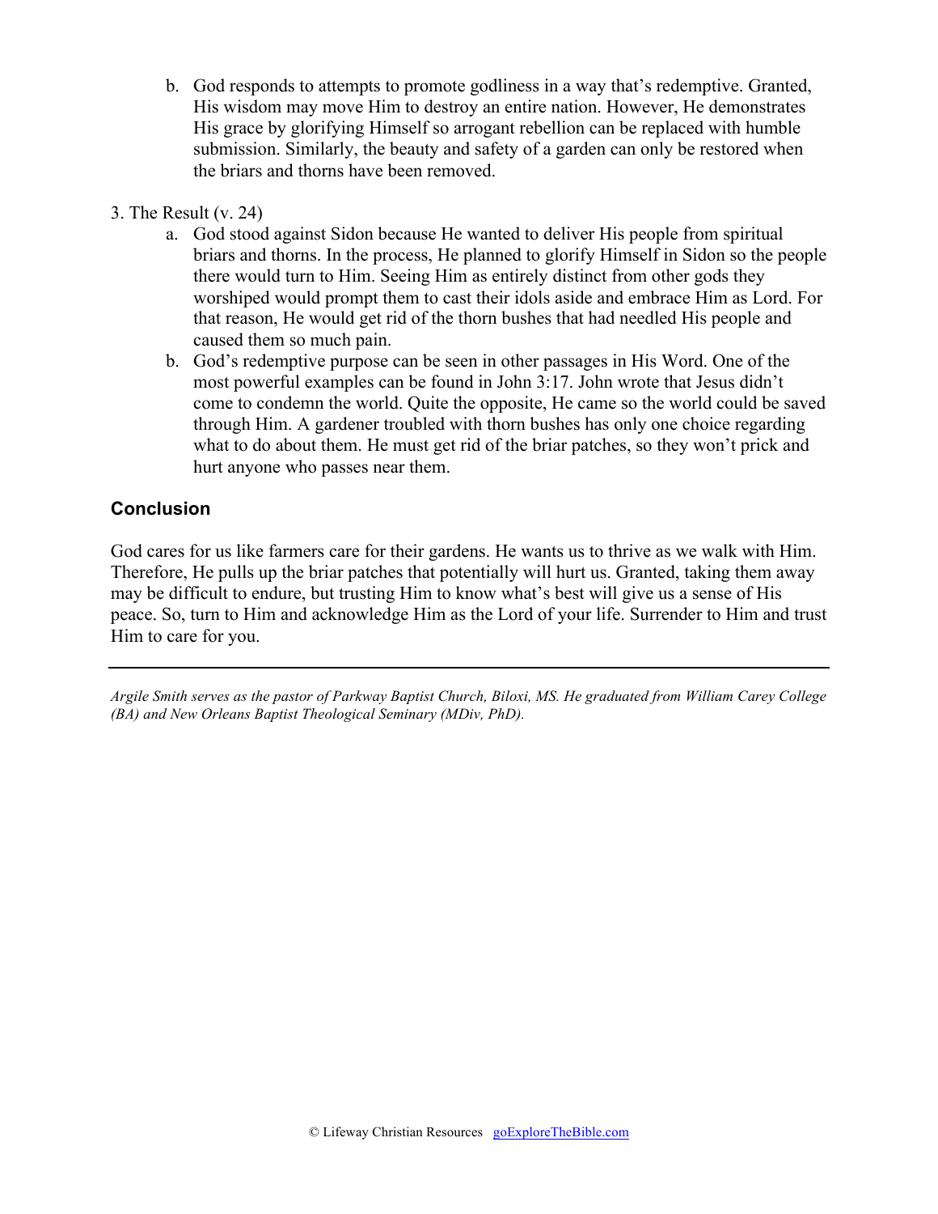b. God responds to attempts to promote godliness in a way that's redemptive. Granted, His wisdom may move Him to destroy an entire nation. However, He demonstrates His grace by glorifying Himself so arrogant rebellion can be replaced with humble submission. Similarly, the beauty and safety of a garden can only be restored when the briars and thorns have been removed.

3. The Result (v. 24)
   a. God stood against Sidon because He wanted to deliver His people from spiritual briars and thorns. In the process, He planned to glorify Himself in Sidon so the people there would turn to Him. Seeing Him as entirely distinct from other gods they worshiped would prompt them to cast their idols aside and embrace Him as Lord. For that reason, He would get rid of the thorn bushes that had needled His people and caused them so much pain.
   b. God's redemptive purpose can be seen in other passages in His Word. One of the most powerful examples can be found in John 3:17. John wrote that Jesus didn't come to condemn the world. Quite the opposite, He came so the world could be saved through Him. A gardener troubled with thorn bushes has only one choice regarding what to do about them. He must get rid of the briar patches, so they won't prick and hurt anyone who passes near them.

## Conclusion

God cares for us like farmers care for their gardens. He wants us to thrive as we walk with Him. Therefore, He pulls up the briar patches that potentially will hurt us. Granted, taking them away may be difficult to endure, but trusting Him to know what's best will give us a sense of His peace. So, turn to Him and acknowledge Him as the Lord of your life. Surrender to Him and trust Him to care for you.

---

*Argile Smith serves as the pastor of Parkway Baptist Church, Biloxi, MS. He graduated from William Carey College (BA) and New Orleans Baptist Theological Seminary (MDiv, PhD).*

© Lifeway Christian Resources goExploreTheBible.com